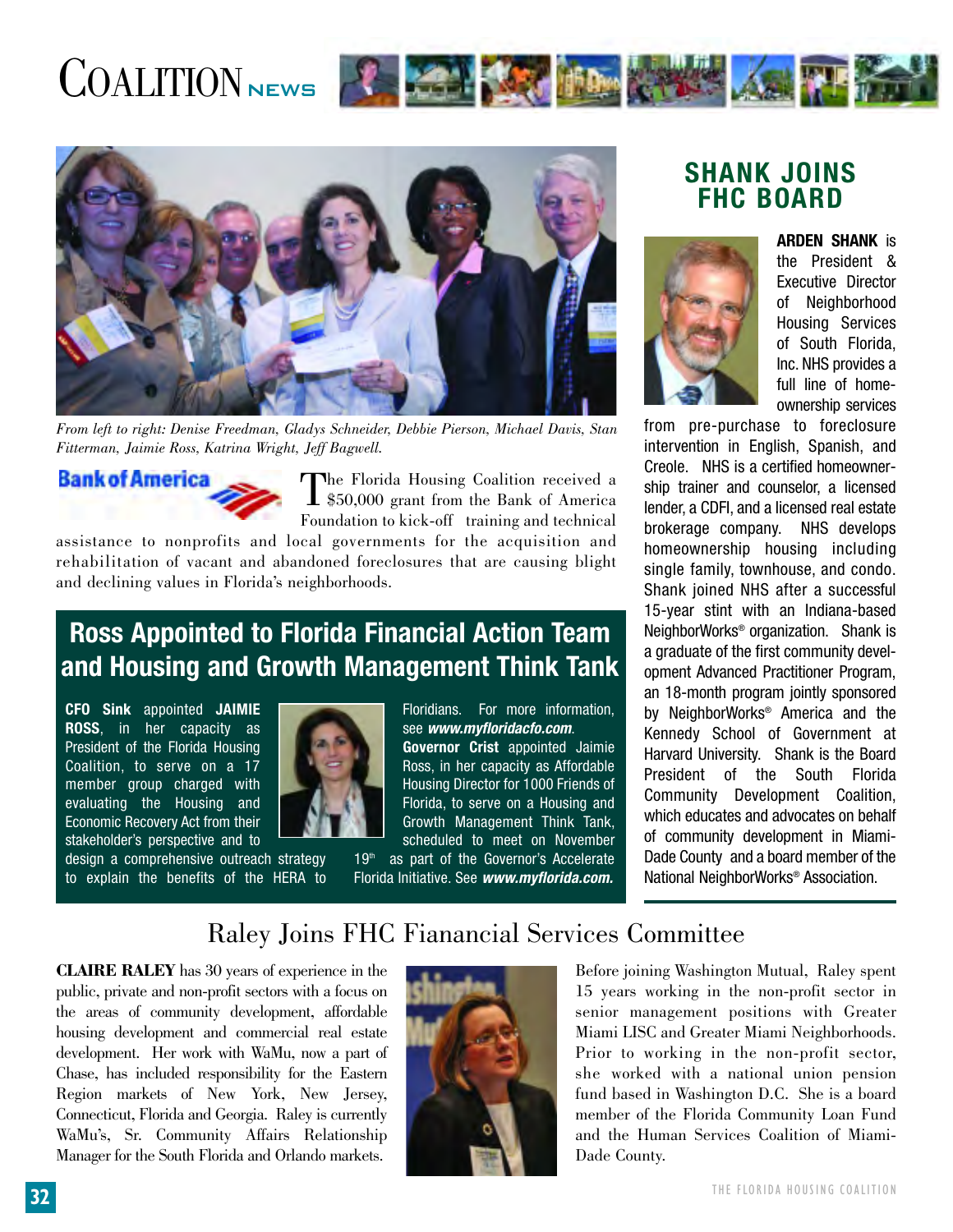# COALITION NEWS

*From left to right: Denise Freedman, Gladys Schneider, Debbie Pierson, Michael Davis, Stan Fitterman, Jaimie Ross, Katrina Wright, Jeff Bagwell.*

The Florida Housing Coalition received a $50,000 grant from the Bank of America Foundation to kick-off training and technical assistance to nonprofits and local governments for the acquisition and rehabilitation of vacant and abandoned foreclosures that are causing blight and declining values in Florida's neighborhoods.

## Ross Appointed to Florida Financial Action Team and Housing and Growth Management Think Tank

**CFO Sink** appointed **JAIMIE ROSS**, in her capacity as President of the Florida Housing Coalition, to serve on a 17 member group charged with evaluating the Housing and Economic Recovery Act from their stakeholder's perspective and to design a comprehensive outreach strategy to explain the benefits of the HERA to Floridians. For more information, see ***www.myfloridacfo.com***.

**Governor Crist** appointed Jaimie Ross, in her capacity as Affordable Housing Director for 1000 Friends of Florida, to serve on a Housing and Growth Management Think Tank, scheduled to meet on November 19th as part of the Governor's Accelerate Florida Initiative. See ***www.myflorida.com.***

## SHANK JOINS FHC BOARD

**ARDEN SHANK** is the President & Executive Director of Neighborhood Housing Services of South Florida, Inc. NHS provides a full line of homeownership services from pre-purchase to foreclosure intervention in English, Spanish, and Creole. NHS is a certified homeownership trainer and counselor, a licensed lender, a CDFI, and a licensed real estate brokerage company. NHS develops homeownership housing including single family, townhouse, and condo. Shank joined NHS after a successful 15-year stint with an Indiana-based NeighborWorks® organization. Shank is a graduate of the first community development Advanced Practitioner Program, an 18-month program jointly sponsored by NeighborWorks® America and the Kennedy School of Government at Harvard University. Shank is the Board President of the South Florida Community Development Coalition, which educates and advocates on behalf of community development in Miami-Dade County and a board member of the National NeighborWorks® Association.

## Raley Joins FHC Fianancial Services Committee

**CLAIRE RALEY** has 30 years of experience in the public, private and non-profit sectors with a focus on the areas of community development, affordable housing development and commercial real estate development. Her work with WaMu, now a part of Chase, has included responsibility for the Eastern Region markets of New York, New Jersey, Connecticut, Florida and Georgia. Raley is currently WaMu's, Sr. Community Affairs Relationship Manager for the South Florida and Orlando markets.

Before joining Washington Mutual, Raley spent 15 years working in the non-profit sector in senior management positions with Greater Miami LISC and Greater Miami Neighborhoods. Prior to working in the non-profit sector, she worked with a national union pension fund based in Washington D.C. She is a board member of the Florida Community Loan Fund and the Human Services Coalition of Miami-Dade County.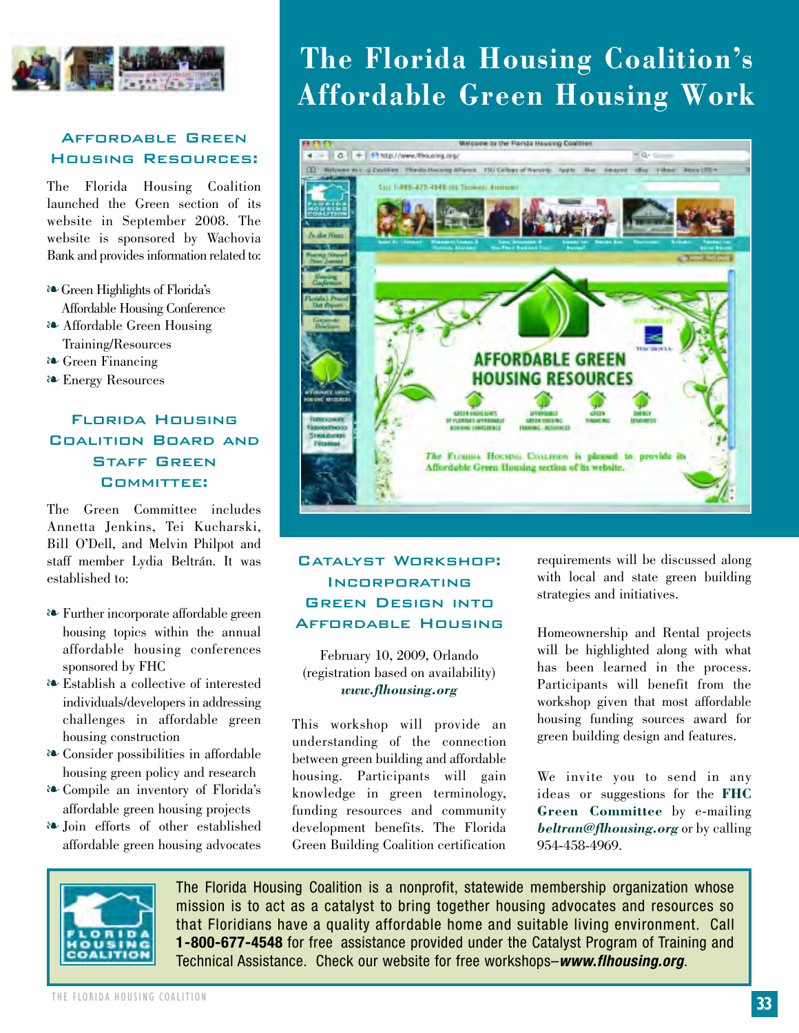# The Florida Housing Coalition's Affordable Green Housing Work

## Affordable Green Housing Resources:

The Florida Housing Coalition launched the Green section of its website in September 2008. The website is sponsored by Wachovia Bank and provides information related to:

- Green Highlights of Florida's Affordable Housing Conference
- Affordable Green Housing Training/Resources
- Green Financing
- Energy Resources

## Florida Housing Coalition Board and Staff Green Committee:

The Green Committee includes Annetta Jenkins, Tei Kucharski, Bill O'Dell, and Melvin Philpot and staff member Lydia Beltrán. It was established to:

- Further incorporate affordable green housing topics within the annual affordable housing conferences sponsored by FHC
- Establish a collective of interested individuals/developers in addressing challenges in affordable green housing construction
- Consider possibilities in affordable housing green policy and research
- Compile an inventory of Florida's affordable green housing projects
- Join efforts of other established affordable green housing advocates

## Catalyst Workshop: Incorporating Green Design into Affordable Housing

February 10, 2009, Orlando
(registration based on availability)
***www.flhousing.org***

This workshop will provide an understanding of the connection between green building and affordable housing. Participants will gain knowledge in green terminology, funding resources and community development benefits. The Florida Green Building Coalition certification requirements will be discussed along with local and state green building strategies and initiatives.

Homeownership and Rental projects will be highlighted along with what has been learned in the process. Participants will benefit from the workshop given that most affordable housing funding sources award for green building design and features.

We invite you to send in any ideas or suggestions for the **FHC Green Committee** by e-mailing ***beltran@flhousing.org*** or by calling 954-458-4969.

The Florida Housing Coalition is a nonprofit, statewide membership organization whose mission is to act as a catalyst to bring together housing advocates and resources so that Floridians have a quality affordable home and suitable living environment. Call **1-800-677-4548** for free assistance provided under the Catalyst Program of Training and Technical Assistance. Check our website for free workshops–***www.flhousing.org***.